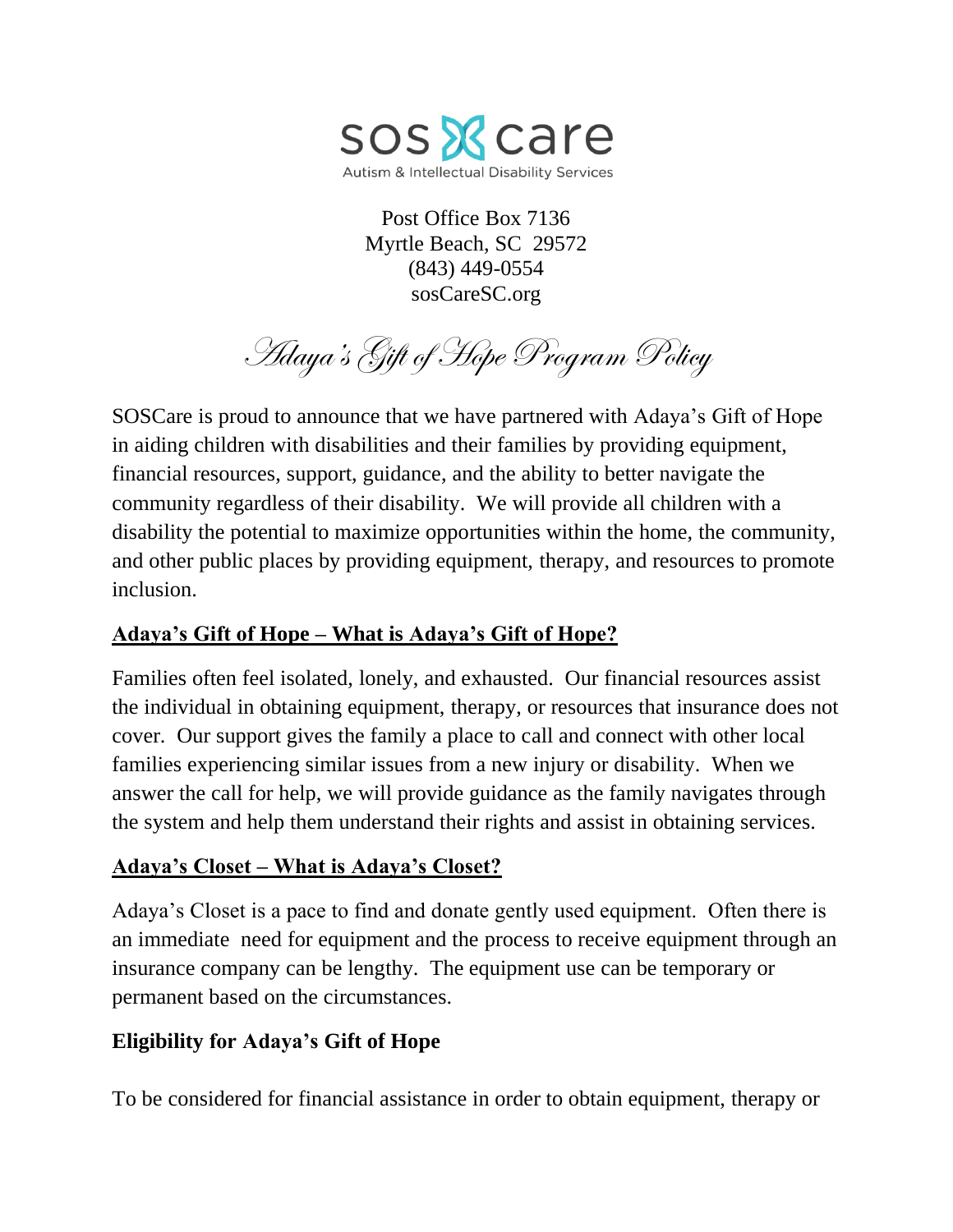sos care

Autism & Intellectual Disability Services

Post Office Box 7136
Myrtle Beach, SC 29572
(843) 449-0554
sosCareSC.org

# Adaya's Gift of Hope Program Policy

SOSCare is proud to announce that we have partnered with Adaya's Gift of Hope in aiding children with disabilities and their families by providing equipment, financial resources, support, guidance, and the ability to better navigate the community regardless of their disability. We will provide all children with a disability the potential to maximize opportunities within the home, the community, and other public places by providing equipment, therapy, and resources to promote inclusion.

## Adaya's Gift of Hope – What is Adaya's Gift of Hope?

Families often feel isolated, lonely, and exhausted. Our financial resources assist the individual in obtaining equipment, therapy, or resources that insurance does not cover. Our support gives the family a place to call and connect with other local families experiencing similar issues from a new injury or disability. When we answer the call for help, we will provide guidance as the family navigates through the system and help them understand their rights and assist in obtaining services.

## Adaya's Closet – What is Adaya's Closet?

Adaya's Closet is a pace to find and donate gently used equipment. Often there is an immediate need for equipment and the process to receive equipment through an insurance company can be lengthy. The equipment use can be temporary or permanent based on the circumstances.

## Eligibility for Adaya's Gift of Hope

To be considered for financial assistance in order to obtain equipment, therapy or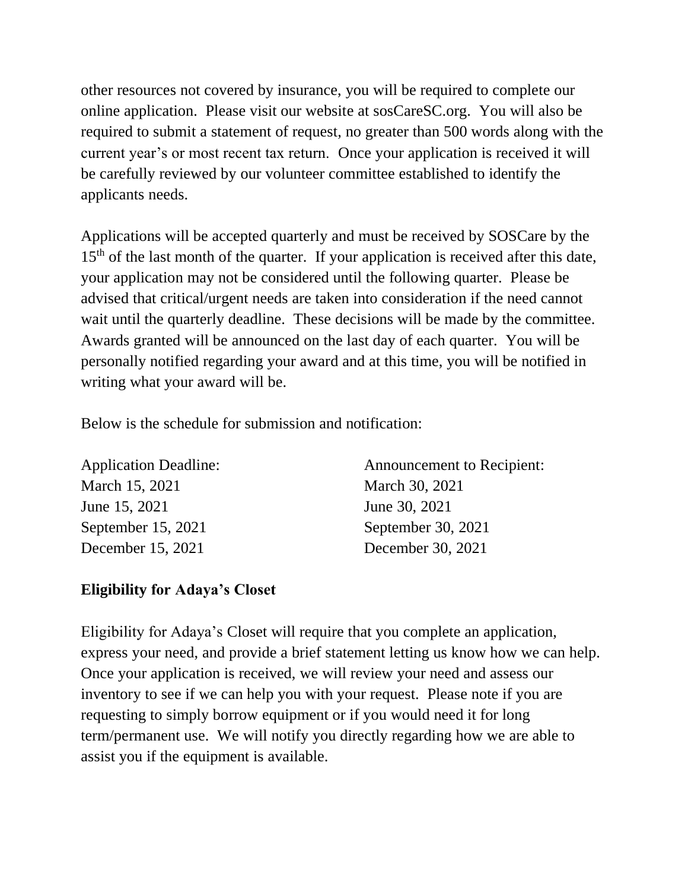other resources not covered by insurance, you will be required to complete our online application. Please visit our website at sosCareSC.org. You will also be required to submit a statement of request, no greater than 500 words along with the current year's or most recent tax return. Once your application is received it will be carefully reviewed by our volunteer committee established to identify the applicants needs.

Applications will be accepted quarterly and must be received by SOSCare by the 15th of the last month of the quarter. If your application is received after this date, your application may not be considered until the following quarter. Please be advised that critical/urgent needs are taken into consideration if the need cannot wait until the quarterly deadline. These decisions will be made by the committee. Awards granted will be announced on the last day of each quarter. You will be personally notified regarding your award and at this time, you will be notified in writing what your award will be.

Below is the schedule for submission and notification:

| Application Deadline: | Announcement to Recipient: |
| --- | --- |
| March 15, 2021 | March 30, 2021 |
| June 15, 2021 | June 30, 2021 |
| September 15, 2021 | September 30, 2021 |
| December 15, 2021 | December 30, 2021 |

**Eligibility for Adaya's Closet**

Eligibility for Adaya's Closet will require that you complete an application, express your need, and provide a brief statement letting us know how we can help. Once your application is received, we will review your need and assess our inventory to see if we can help you with your request. Please note if you are requesting to simply borrow equipment or if you would need it for long term/permanent use. We will notify you directly regarding how we are able to assist you if the equipment is available.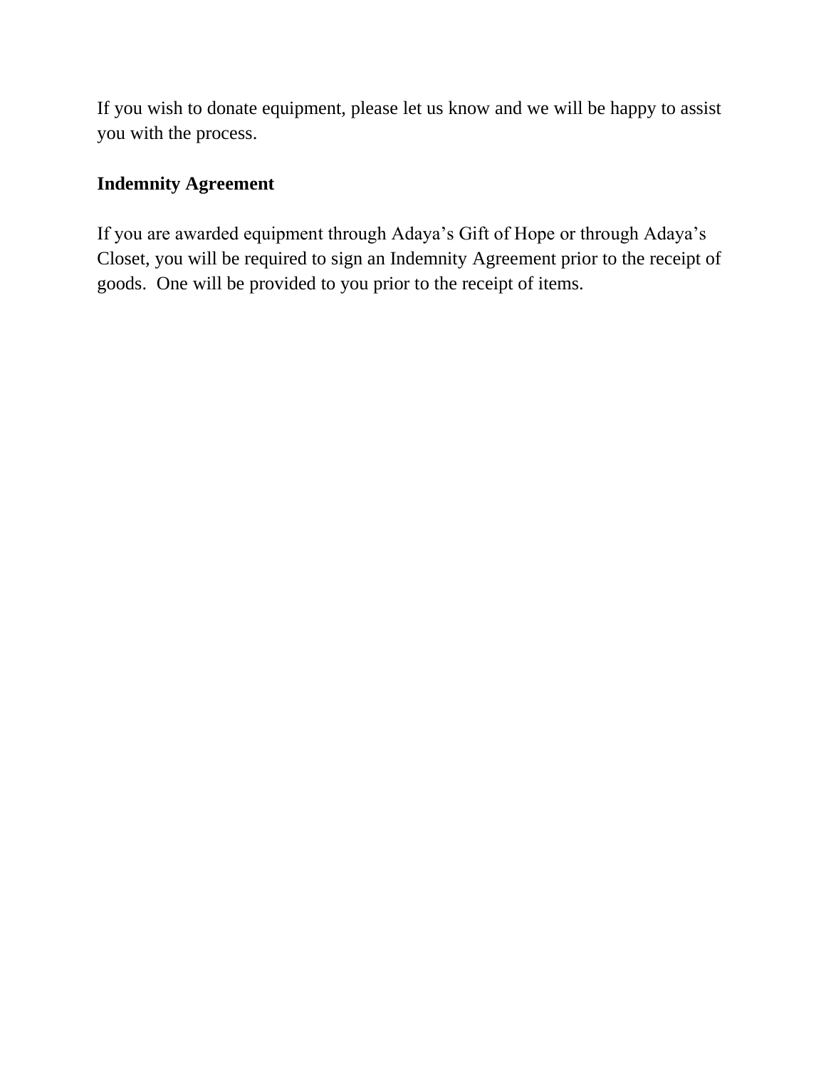If you wish to donate equipment, please let us know and we will be happy to assist you with the process.

**Indemnity Agreement**

If you are awarded equipment through Adaya's Gift of Hope or through Adaya's Closet, you will be required to sign an Indemnity Agreement prior to the receipt of goods.  One will be provided to you prior to the receipt of items.